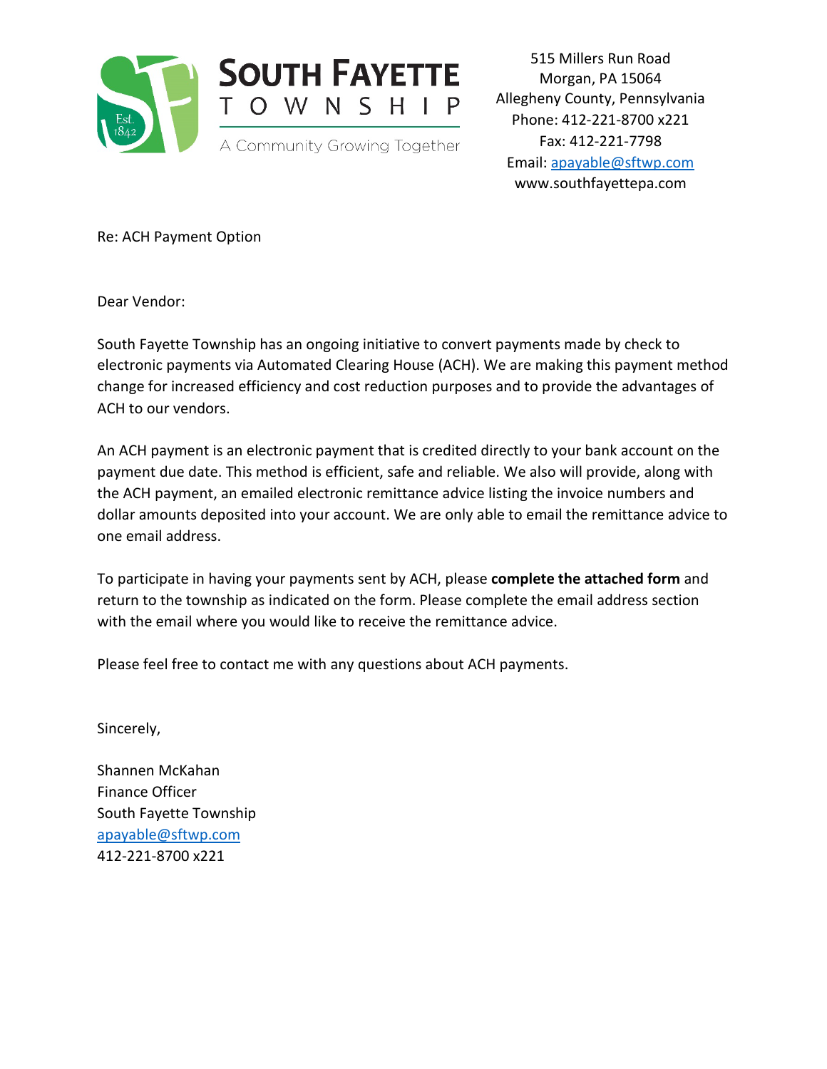# SOUTH FAYETTE TOWNSHIP

A Community Growing Together

515 Millers Run Road
Morgan, PA 15064
Allegheny County, Pennsylvania
Phone: 412-221-8700 x221
Fax: 412-221-7798
Email: apayable@sftwp.com
www.southfayettepa.com

Re: ACH Payment Option

Dear Vendor:

South Fayette Township has an ongoing initiative to convert payments made by check to electronic payments via Automated Clearing House (ACH). We are making this payment method change for increased efficiency and cost reduction purposes and to provide the advantages of ACH to our vendors.

An ACH payment is an electronic payment that is credited directly to your bank account on the payment due date. This method is efficient, safe and reliable. We also will provide, along with the ACH payment, an emailed electronic remittance advice listing the invoice numbers and dollar amounts deposited into your account. We are only able to email the remittance advice to one email address.

To participate in having your payments sent by ACH, please **complete the attached form** and return to the township as indicated on the form. Please complete the email address section with the email where you would like to receive the remittance advice.

Please feel free to contact me with any questions about ACH payments.

Sincerely,

Shannen McKahan
Finance Officer
South Fayette Township
apayable@sftwp.com
412-221-8700 x221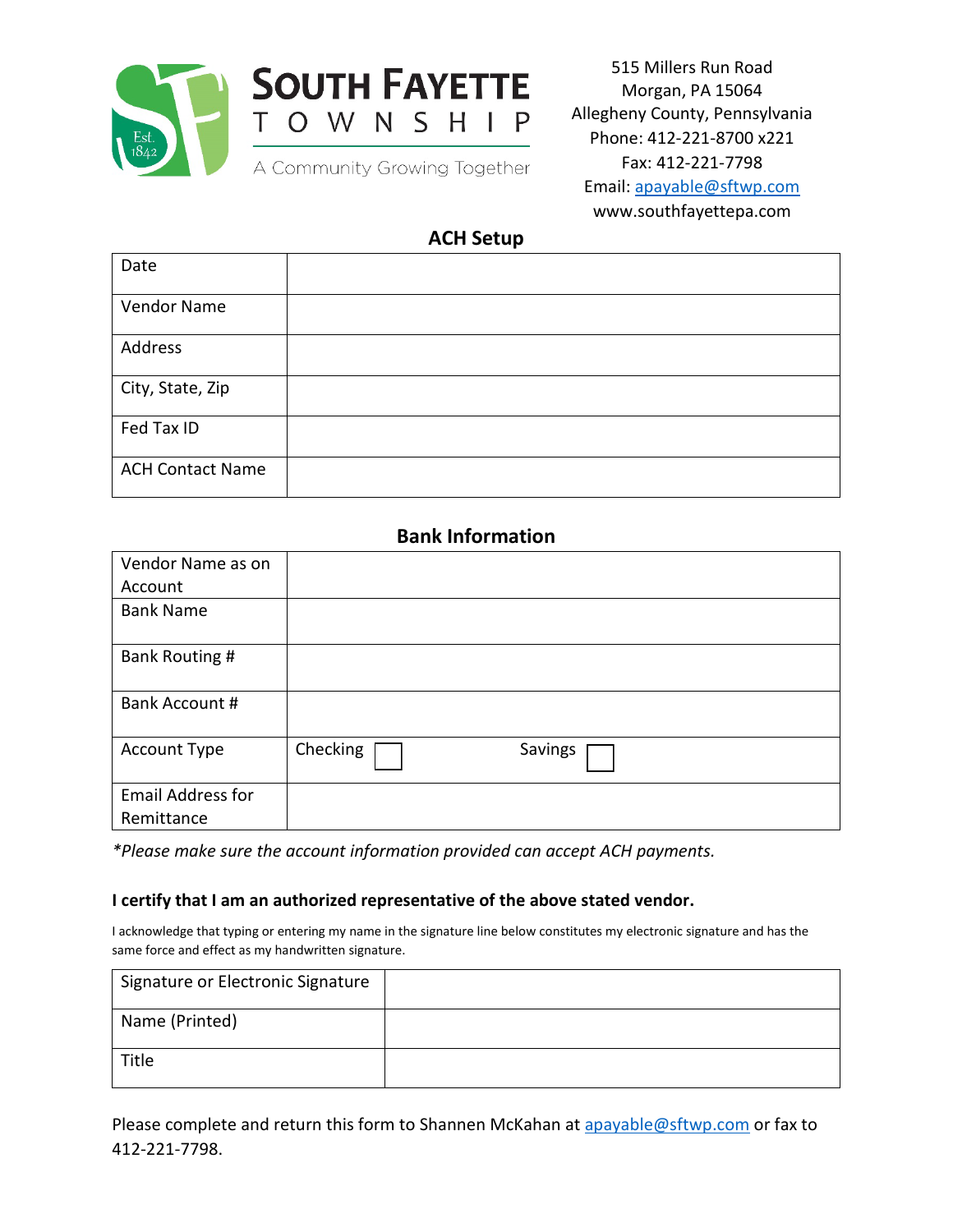**SOUTH FAYETTE**
**TOWNSHIP**
A Community Growing Together

515 Millers Run Road
Morgan, PA 15064
Allegheny County, Pennsylvania
Phone: 412-221-8700 x221
Fax: 412-221-7798
Email: apayable@sftwp.com
www.southfayettepa.com

## ACH Setup

| | |
|---|---|
| Date | |
| Vendor Name | |
| Address | |
| City, State, Zip | |
| Fed Tax ID | |
| ACH Contact Name | |

## Bank Information

| | |
|---|---|
| Vendor Name as on Account | |
| Bank Name | |
| Bank Routing # | |
| Bank Account # | |
| Account Type | Checking ☐ Savings ☐ |
| Email Address for Remittance | |

*\*Please make sure the account information provided can accept ACH payments.*

**I certify that I am an authorized representative of the above stated vendor.**

I acknowledge that typing or entering my name in the signature line below constitutes my electronic signature and has the same force and effect as my handwritten signature.

| | |
|---|---|
| Signature or Electronic Signature | |
| Name (Printed) | |
| Title | |

Please complete and return this form to Shannen McKahan at apayable@sftwp.com or fax to 412-221-7798.